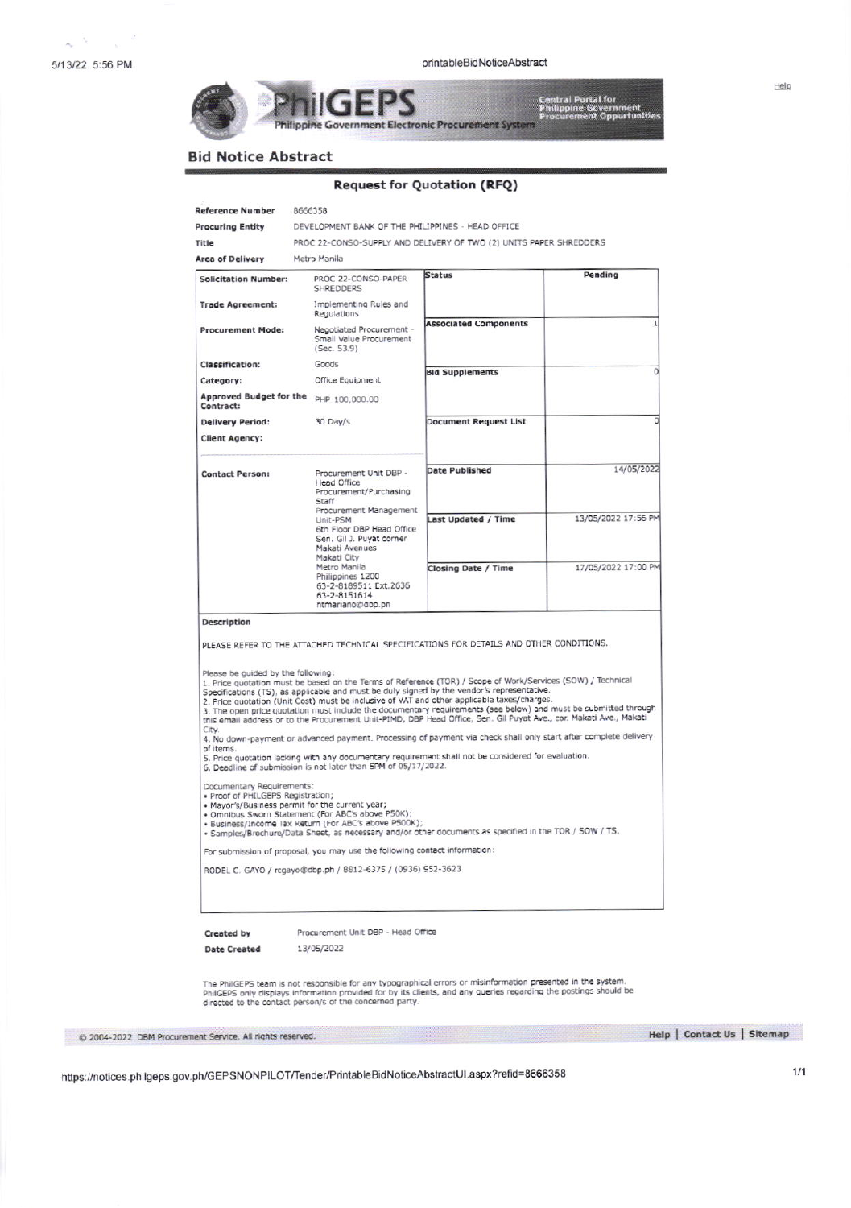**PhilGEPS** Philippine Government Electronic Procurement System — Central Portal for Philippine Government Procurement Opportunities

## Bid Notice Abstract

### Request for Quotation (RFQ)

| | |
|---|---|
| **Reference Number** | 8666358 |
| **Procuring Entity** | DEVELOPMENT BANK OF THE PHILIPPINES - HEAD OFFICE |
| **Title** | PROC 22-CONSO-SUPPLY AND DELIVERY OF TWO (2) UNITS PAPER SHREDDERS |
| **Area of Delivery** | Metro Manila |

| | | | |
|---|---|---|---|
| **Solicitation Number:** | PROC 22-CONSO-PAPER SHREDDERS | **Status** | Pending |
| **Trade Agreement:** | Implementing Rules and Regulations | | |
| **Procurement Mode:** | Negotiated Procurement - Small Value Procurement (Sec. 53.9) | **Associated Components** | 1 |
| **Classification:** | Goods | | |
| **Category:** | Office Equipment | **Bid Supplements** | 0 |
| **Approved Budget for the Contract:** | PHP 100,000.00 | | |
| **Delivery Period:** | 30 Day/s | **Document Request List** | 0 |
| **Client Agency:** | | | |
| **Contact Person:** | Procurement Unit DBP - Head Office Procurement/Purchasing Staff Procurement Management Unit-PSM 6th Floor DBP Head Office Sen. Gil J. Puyat corner Makati Avenues Makati City Metro Manila Philippines 1200 63-2-8189511 Ext.2636 63-2-8151614 htmariano@dbp.ph | **Date Published** | 14/05/2022 |
| | | **Last Updated / Time** | 13/05/2022 17:56 PM |
| | | **Closing Date / Time** | 17/05/2022 17:00 PM |

**Description**

PLEASE REFER TO THE ATTACHED TECHNICAL SPECIFICATIONS FOR DETAILS AND OTHER CONDITIONS.

Please be guided by the following:
1. Price quotation must be based on the Terms of Reference (TOR) / Scope of Work/Services (SOW) / Technical Specifications (TS), as applicable and must be duly signed by the vendor's representative.
2. Price quotation (Unit Cost) must be inclusive of VAT and other applicable taxes/charges.
3. The open price quotation must include the documentary requirements (see below) and must be submitted through this email address or to the Procurement Unit-PIMD, DBP Head Office, Sen. Gil Puyat Ave., cor. Makati Ave., Makati City.
4. No down-payment or advanced payment. Processing of payment via check shall only start after complete delivery of items.
5. Price quotation lacking with any documentary requirement shall not be considered for evaluation.
6. Deadline of submission is not later than 5PM of 05/17/2022.

Documentary Requirements:
- Proof of PHILGEPS Registration;
- Mayor's/Business permit for the current year;
- Omnibus Sworn Statement (For ABC's above P50K);
- Business/Income Tax Return (For ABC's above P500K);
- Samples/Brochure/Data Sheet, as necessary and/or other documents as specified in the TOR / SOW / TS.

For submission of proposal, you may use the following contact information:

RODEL C. GAYO / rcgayo@dbp.ph / 8812-6375 / (0936) 952-3623

| | |
|---|---|
| **Created by** | Procurement Unit DBP - Head Office |
| **Date Created** | 13/05/2022 |

The PhilGEPS team is not responsible for any typographical errors or misinformation presented in the system. PhilGEPS only displays information provided for by its clients, and any queries regarding the postings should be directed to the contact person/s of the concerned party.

© 2004-2022 DBM Procurement Service. All rights reserved.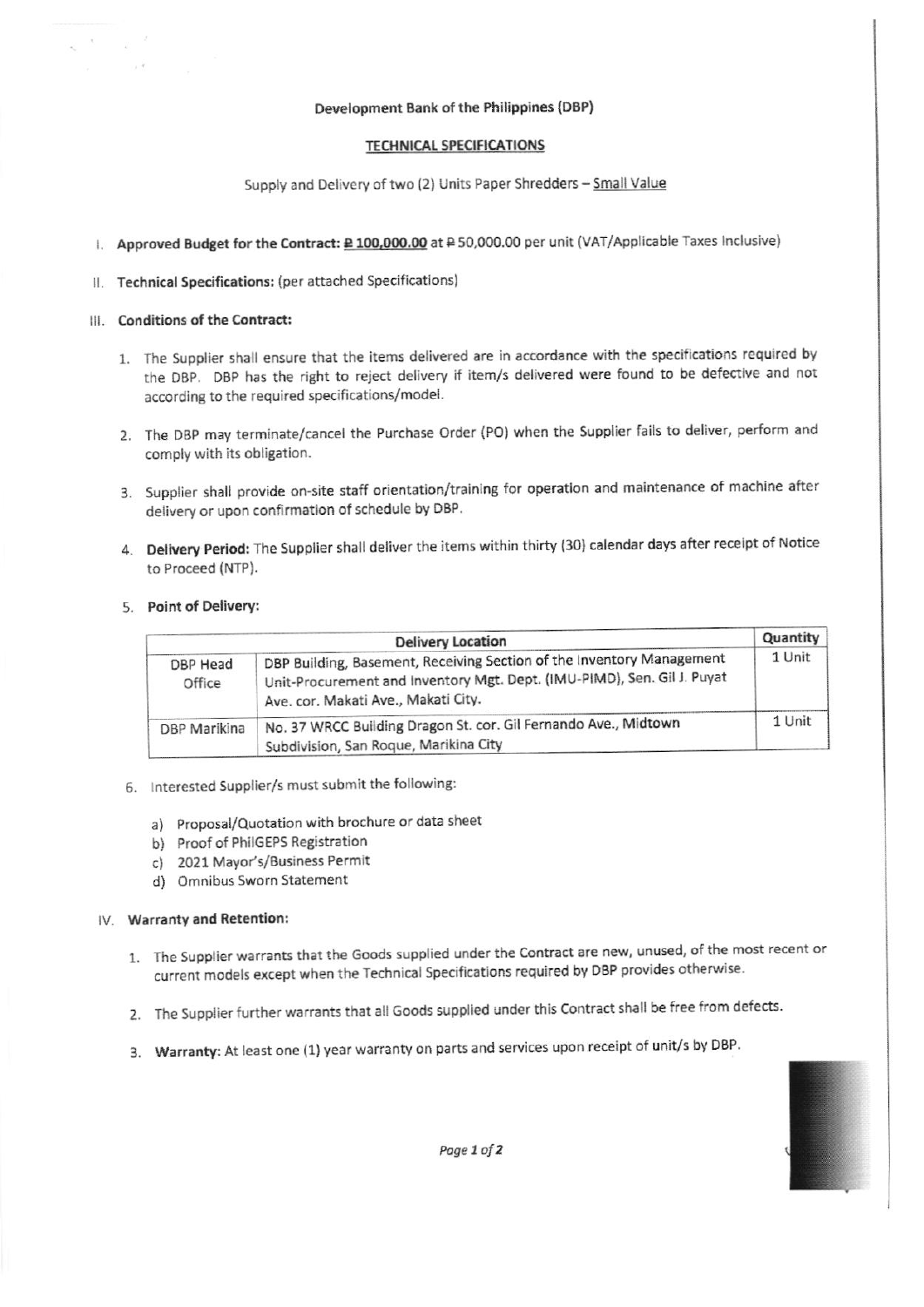Development Bank of the Philippines (DBP)

## TECHNICAL SPECIFICATIONS

Supply and Delivery of two (2) Units Paper Shredders – Small Value

I. **Approved Budget for the Contract: ₱ 100,000.00** at ₱ 50,000.00 per unit (VAT/Applicable Taxes Inclusive)

II. **Technical Specifications:** (per attached Specifications)

III. **Conditions of the Contract:**

1. The Supplier shall ensure that the items delivered are in accordance with the specifications required by the DBP. DBP has the right to reject delivery if item/s delivered were found to be defective and not according to the required specifications/model.

2. The DBP may terminate/cancel the Purchase Order (PO) when the Supplier fails to deliver, perform and comply with its obligation.

3. Supplier shall provide on-site staff orientation/training for operation and maintenance of machine after delivery or upon confirmation of schedule by DBP.

4. **Delivery Period:** The Supplier shall deliver the items within thirty (30) calendar days after receipt of Notice to Proceed (NTP).

5. **Point of Delivery:**

| Delivery Location | | Quantity |
|---|---|---|
| DBP Head Office | DBP Building, Basement, Receiving Section of the Inventory Management Unit-Procurement and Inventory Mgt. Dept. (IMU-PIMD), Sen. Gil J. Puyat Ave. cor. Makati Ave., Makati City. | 1 Unit |
| DBP Marikina | No. 37 WRCC Building Dragon St. cor. Gil Fernando Ave., Midtown Subdivision, San Roque, Marikina City | 1 Unit |

6. Interested Supplier/s must submit the following:

   a) Proposal/Quotation with brochure or data sheet
   b) Proof of PhilGEPS Registration
   c) 2021 Mayor's/Business Permit
   d) Omnibus Sworn Statement

IV. **Warranty and Retention:**

1. The Supplier warrants that the Goods supplied under the Contract are new, unused, of the most recent or current models except when the Technical Specifications required by DBP provides otherwise.

2. The Supplier further warrants that all Goods supplied under this Contract shall be free from defects.

3. **Warranty:** At least one (1) year warranty on parts and services upon receipt of unit/s by DBP.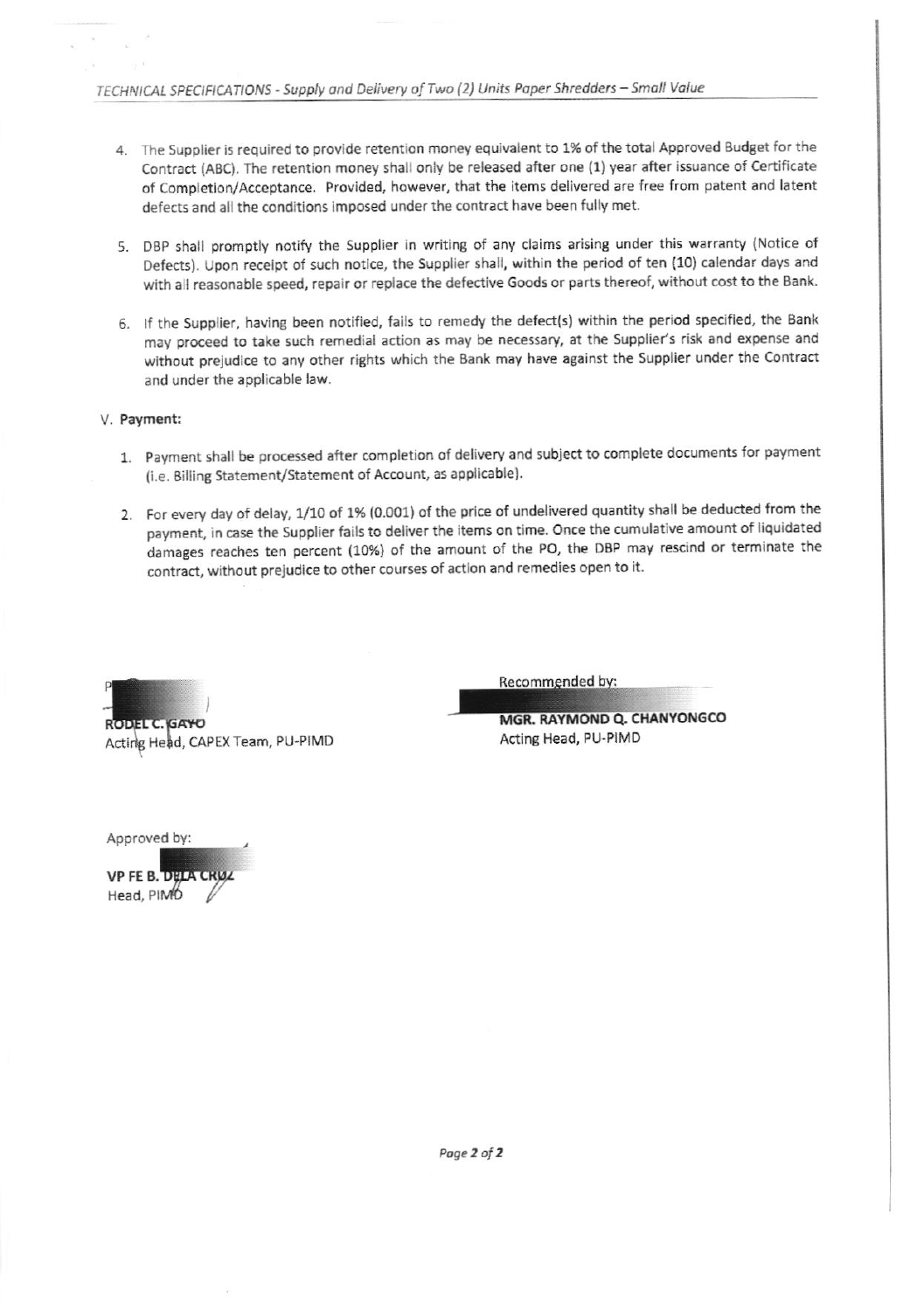4. The Supplier is required to provide retention money equivalent to 1% of the total Approved Budget for the Contract (ABC). The retention money shall only be released after one (1) year after issuance of Certificate of Completion/Acceptance. Provided, however, that the items delivered are free from patent and latent defects and all the conditions imposed under the contract have been fully met.

5. DBP shall promptly notify the Supplier in writing of any claims arising under this warranty (Notice of Defects). Upon receipt of such notice, the Supplier shall, within the period of ten (10) calendar days and with all reasonable speed, repair or replace the defective Goods or parts thereof, without cost to the Bank.

6. If the Supplier, having been notified, fails to remedy the defect(s) within the period specified, the Bank may proceed to take such remedial action as may be necessary, at the Supplier's risk and expense and without prejudice to any other rights which the Bank may have against the Supplier under the Contract and under the applicable law.

V. **Payment:**

1. Payment shall be processed after completion of delivery and subject to complete documents for payment (i.e. Billing Statement/Statement of Account, as applicable).

2. For every day of delay, 1/10 of 1% (0.001) of the price of undelivered quantity shall be deducted from the payment, in case the Supplier fails to deliver the items on time. Once the cumulative amount of liquidated damages reaches ten percent (10%) of the amount of the PO, the DBP may rescind or terminate the contract, without prejudice to other courses of action and remedies open to it.

P

**RODEL C. GAYO**
Acting Head, CAPEX Team, PU-PIMD

Recommended by:

**MGR. RAYMOND Q. CHANYONGCO**
Acting Head, PU-PIMD

Approved by:

**VP FE B. DELA CRUZ**
Head, PIMD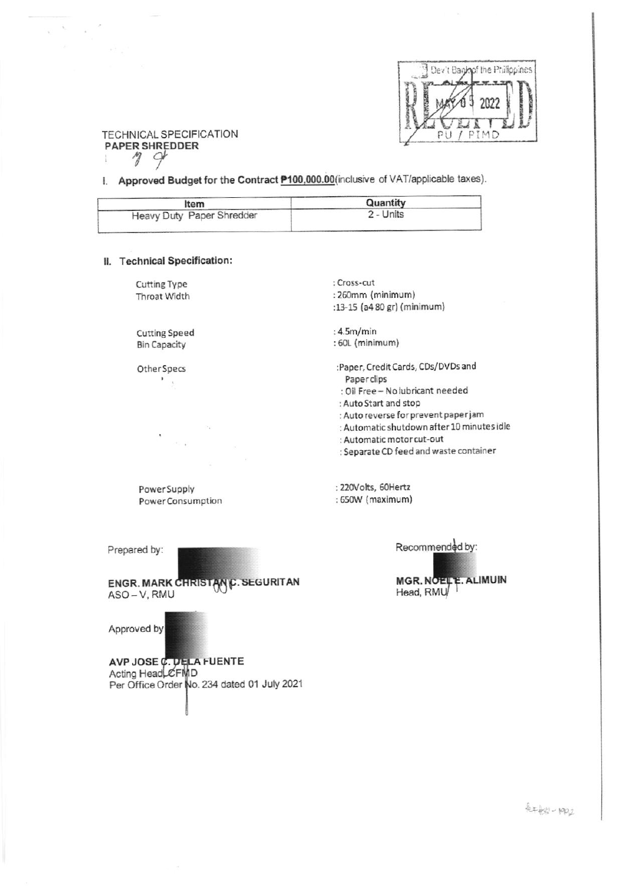Dev't Bank of the Philippines
RECEIVED
MAY 05 2022
PU / PIMD

TECHNICAL SPECIFICATION
**PAPER SHREDDER**

I. **Approved Budget for the Contract ₱100,000.00**(inclusive of VAT/applicable taxes).

| Item | Quantity |
|---|---|
| Heavy Duty Paper Shredder | 2 - Units |

## II. Technical Specification:

| | |
|---|---|
| Cutting Type | : Cross-cut |
| Throat Width | : 260mm (minimum) |
| | :13-15 (a4 80 gr) (minimum) |
| Cutting Speed | : 4.5m/min |
| Bin Capacity | : 60L (minimum) |
| Other Specs | :Paper, Credit Cards, CDs/DVDs and Paper clips |
| | : Oil Free – No lubricant needed |
| | : Auto Start and stop |
| | : Auto reverse for prevent paper jam |
| | : Automatic shutdown after 10 minutes idle |
| | : Automatic motor cut-out |
| | : Separate CD feed and waste container |
| Power Supply | : 220Volts, 60Hertz |
| Power Consumption | : 650W (maximum) |

Prepared by:

**ENGR. MARK CHRISTIAN C. SEGURITAN**
ASO – V, RMU

Recommended by:

**MGR. NOEL E. ALIMUIN**
Head, RMU

Approved by

**AVP JOSE C. DELA FUENTE**
Acting Head, CFMD
Per Office Order No. 234 dated 01 July 2021